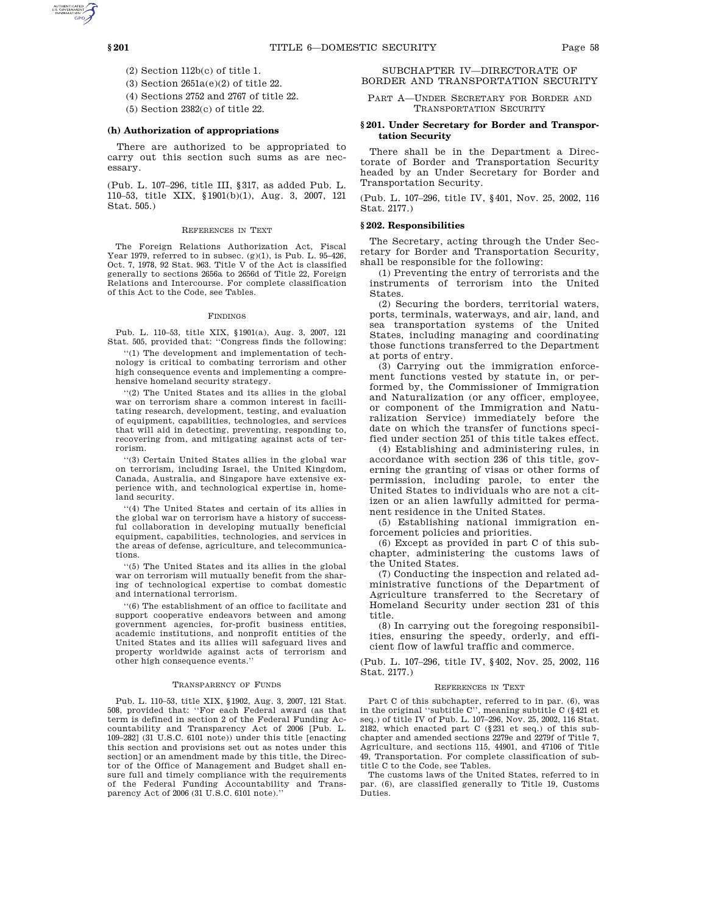(2) Section 112b(c) of title 1.

(3) Section 2651a(e)(2) of title 22.

(4) Sections 2752 and 2767 of title 22.

(5) Section 2382(c) of title 22.

**(h) Authorization of appropriations**

There are authorized to be appropriated to carry out this section such sums as are necessary.

(Pub. L. 107–296, title III, §317, as added Pub. L. 110–53, title XIX, §1901(b)(1), Aug. 3, 2007, 121 Stat. 505.)

REFERENCES IN TEXT

The Foreign Relations Authorization Act, Fiscal Year 1979, referred to in subsec. (g)(1), is Pub. L. 95–426, Oct. 7, 1978, 92 Stat. 963. Title V of the Act is classified generally to sections 2656a to 2656d of Title 22, Foreign Relations and Intercourse. For complete classification of this Act to the Code, see Tables.

FINDINGS

Pub. L. 110–53, title XIX, §1901(a), Aug. 3, 2007, 121 Stat. 505, provided that: ''Congress finds the following:

''(1) The development and implementation of technology is critical to combating terrorism and other high consequence events and implementing a comprehensive homeland security strategy.

''(2) The United States and its allies in the global war on terrorism share a common interest in facilitating research, development, testing, and evaluation of equipment, capabilities, technologies, and services that will aid in detecting, preventing, responding to, recovering from, and mitigating against acts of terrorism.

''(3) Certain United States allies in the global war on terrorism, including Israel, the United Kingdom, Canada, Australia, and Singapore have extensive experience with, and technological expertise in, homeland security.

''(4) The United States and certain of its allies in the global war on terrorism have a history of successful collaboration in developing mutually beneficial equipment, capabilities, technologies, and services in the areas of defense, agriculture, and telecommunications.

''(5) The United States and its allies in the global war on terrorism will mutually benefit from the sharing of technological expertise to combat domestic and international terrorism.

''(6) The establishment of an office to facilitate and support cooperative endeavors between and among government agencies, for-profit business entities, academic institutions, and nonprofit entities of the United States and its allies will safeguard lives and property worldwide against acts of terrorism and other high consequence events.''

TRANSPARENCY OF FUNDS

Pub. L. 110–53, title XIX, §1902, Aug. 3, 2007, 121 Stat. 508, provided that: ''For each Federal award (as that term is defined in section 2 of the Federal Funding Accountability and Transparency Act of 2006 [Pub. L. 109–282] (31 U.S.C. 6101 note)) under this title [enacting this section and provisions set out as notes under this section] or an amendment made by this title, the Director of the Office of Management and Budget shall ensure full and timely compliance with the requirements of the Federal Funding Accountability and Transparency Act of 2006 (31 U.S.C. 6101 note).''

## SUBCHAPTER IV—DIRECTORATE OF BORDER AND TRANSPORTATION SECURITY

### PART A—UNDER SECRETARY FOR BORDER AND TRANSPORTATION SECURITY

#### §201. Under Secretary for Border and Transportation Security

There shall be in the Department a Directorate of Border and Transportation Security headed by an Under Secretary for Border and Transportation Security.

(Pub. L. 107–296, title IV, §401, Nov. 25, 2002, 116 Stat. 2177.)

#### §202. Responsibilities

The Secretary, acting through the Under Secretary for Border and Transportation Security, shall be responsible for the following:

(1) Preventing the entry of terrorists and the instruments of terrorism into the United States.

(2) Securing the borders, territorial waters, ports, terminals, waterways, and air, land, and sea transportation systems of the United States, including managing and coordinating those functions transferred to the Department at ports of entry.

(3) Carrying out the immigration enforcement functions vested by statute in, or performed by, the Commissioner of Immigration and Naturalization (or any officer, employee, or component of the Immigration and Naturalization Service) immediately before the date on which the transfer of functions specified under section 251 of this title takes effect.

(4) Establishing and administering rules, in accordance with section 236 of this title, governing the granting of visas or other forms of permission, including parole, to enter the United States to individuals who are not a citizen or an alien lawfully admitted for permanent residence in the United States.

(5) Establishing national immigration enforcement policies and priorities.

(6) Except as provided in part C of this subchapter, administering the customs laws of the United States.

(7) Conducting the inspection and related administrative functions of the Department of Agriculture transferred to the Secretary of Homeland Security under section 231 of this title.

(8) In carrying out the foregoing responsibilities, ensuring the speedy, orderly, and efficient flow of lawful traffic and commerce.

(Pub. L. 107–296, title IV, §402, Nov. 25, 2002, 116 Stat. 2177.)

REFERENCES IN TEXT

Part C of this subchapter, referred to in par. (6), was in the original ''subtitle C'', meaning subtitle C (§421 et seq.) of title IV of Pub. L. 107–296, Nov. 25, 2002, 116 Stat. 2182, which enacted part C (§231 et seq.) of this subchapter and amended sections 2279e and 2279f of Title 7, Agriculture, and sections 115, 44901, and 47106 of Title 49, Transportation. For complete classification of subtitle C to the Code, see Tables.

The customs laws of the United States, referred to in par. (6), are classified generally to Title 19, Customs Duties.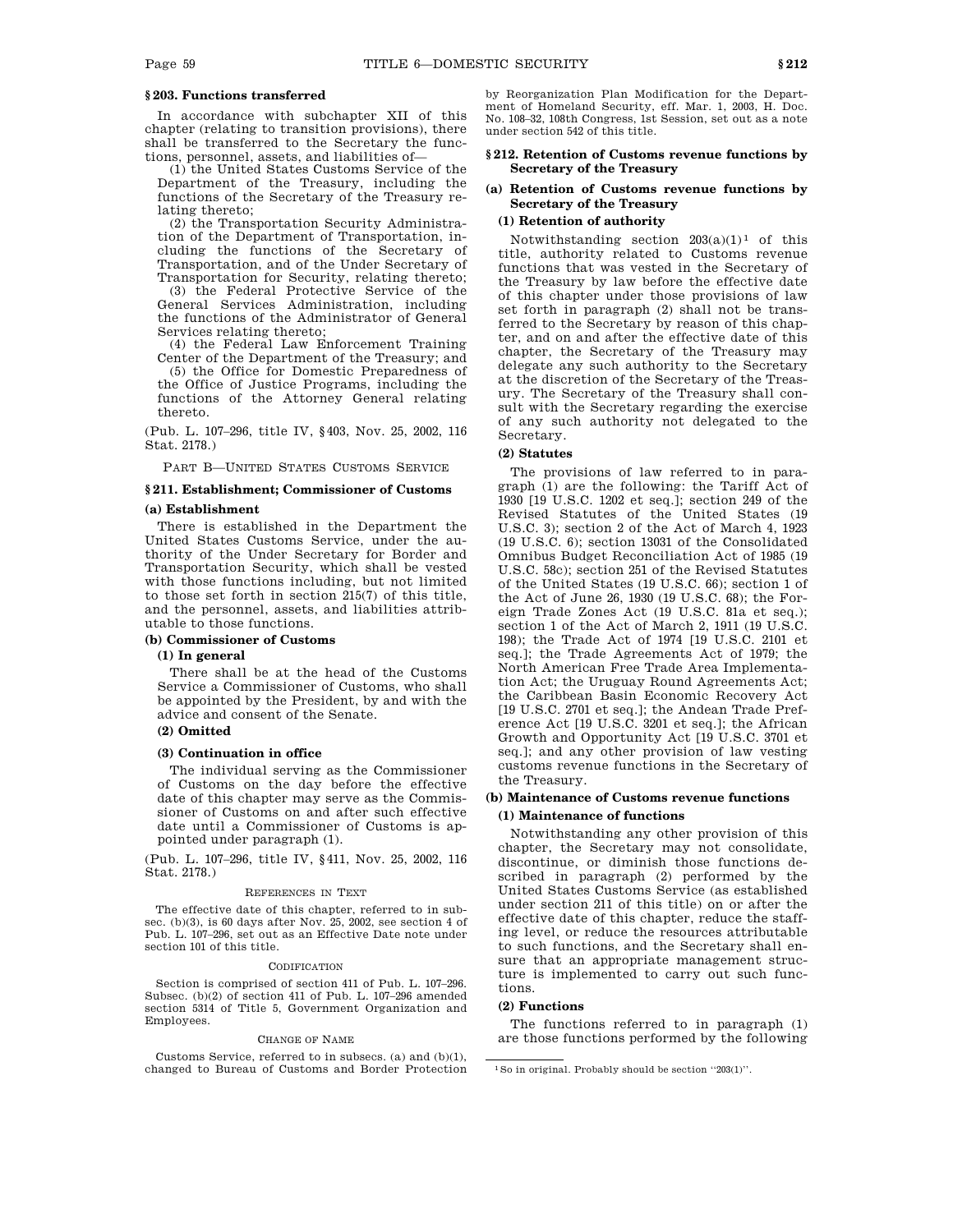### § 203. Functions transferred

In accordance with subchapter XII of this chapter (relating to transition provisions), there shall be transferred to the Secretary the functions, personnel, assets, and liabilities of—

(1) the United States Customs Service of the Department of the Treasury, including the functions of the Secretary of the Treasury relating thereto;

(2) the Transportation Security Administration of the Department of Transportation, including the functions of the Secretary of Transportation, and of the Under Secretary of Transportation for Security, relating thereto;

(3) the Federal Protective Service of the General Services Administration, including the functions of the Administrator of General Services relating thereto;

(4) the Federal Law Enforcement Training Center of the Department of the Treasury; and

(5) the Office for Domestic Preparedness of the Office of Justice Programs, including the functions of the Attorney General relating thereto.

(Pub. L. 107–296, title IV, § 403, Nov. 25, 2002, 116 Stat. 2178.)

PART B—UNITED STATES CUSTOMS SERVICE

### § 211. Establishment; Commissioner of Customs

#### (a) Establishment

There is established in the Department the United States Customs Service, under the authority of the Under Secretary for Border and Transportation Security, which shall be vested with those functions including, but not limited to those set forth in section 215(7) of this title, and the personnel, assets, and liabilities attributable to those functions.

#### (b) Commissioner of Customs

##### (1) In general

There shall be at the head of the Customs Service a Commissioner of Customs, who shall be appointed by the President, by and with the advice and consent of the Senate.

##### (2) Omitted

##### (3) Continuation in office

The individual serving as the Commissioner of Customs on the day before the effective date of this chapter may serve as the Commissioner of Customs on and after such effective date until a Commissioner of Customs is appointed under paragraph (1).

(Pub. L. 107–296, title IV, § 411, Nov. 25, 2002, 116 Stat. 2178.)

REFERENCES IN TEXT

The effective date of this chapter, referred to in subsec. (b)(3), is 60 days after Nov. 25, 2002, see section 4 of Pub. L. 107–296, set out as an Effective Date note under section 101 of this title.

CODIFICATION

Section is comprised of section 411 of Pub. L. 107–296. Subsec. (b)(2) of section 411 of Pub. L. 107–296 amended section 5314 of Title 5, Government Organization and Employees.

CHANGE OF NAME

Customs Service, referred to in subsecs. (a) and (b)(1), changed to Bureau of Customs and Border Protection by Reorganization Plan Modification for the Department of Homeland Security, eff. Mar. 1, 2003, H. Doc. No. 108–32, 108th Congress, 1st Session, set out as a note under section 542 of this title.

### § 212. Retention of Customs revenue functions by Secretary of the Treasury

#### (a) Retention of Customs revenue functions by Secretary of the Treasury

##### (1) Retention of authority

Notwithstanding section 203(a)(1)[1] of this title, authority related to Customs revenue functions that was vested in the Secretary of the Treasury by law before the effective date of this chapter under those provisions of law set forth in paragraph (2) shall not be transferred to the Secretary by reason of this chapter, and on and after the effective date of this chapter, the Secretary of the Treasury may delegate any such authority to the Secretary at the discretion of the Secretary of the Treasury. The Secretary of the Treasury shall consult with the Secretary regarding the exercise of any such authority not delegated to the Secretary.

##### (2) Statutes

The provisions of law referred to in paragraph (1) are the following: the Tariff Act of 1930 [19 U.S.C. 1202 et seq.]; section 249 of the Revised Statutes of the United States (19 U.S.C. 3); section 2 of the Act of March 4, 1923 (19 U.S.C. 6); section 13031 of the Consolidated Omnibus Budget Reconciliation Act of 1985 (19 U.S.C. 58c); section 251 of the Revised Statutes of the United States (19 U.S.C. 66); section 1 of the Act of June 26, 1930 (19 U.S.C. 68); the Foreign Trade Zones Act (19 U.S.C. 81a et seq.); section 1 of the Act of March 2, 1911 (19 U.S.C. 198); the Trade Act of 1974 [19 U.S.C. 2101 et seq.]; the Trade Agreements Act of 1979; the North American Free Trade Area Implementation Act; the Uruguay Round Agreements Act; the Caribbean Basin Economic Recovery Act [19 U.S.C. 2701 et seq.]; the Andean Trade Preference Act [19 U.S.C. 3201 et seq.]; the African Growth and Opportunity Act [19 U.S.C. 3701 et seq.]; and any other provision of law vesting customs revenue functions in the Secretary of the Treasury.

#### (b) Maintenance of Customs revenue functions

##### (1) Maintenance of functions

Notwithstanding any other provision of this chapter, the Secretary may not consolidate, discontinue, or diminish those functions described in paragraph (2) performed by the United States Customs Service (as established under section 211 of this title) on or after the effective date of this chapter, reduce the staffing level, or reduce the resources attributable to such functions, and the Secretary shall ensure that an appropriate management structure is implemented to carry out such functions.

##### (2) Functions

The functions referred to in paragraph (1) are those functions performed by the following

[1] So in original. Probably should be section "203(1)".